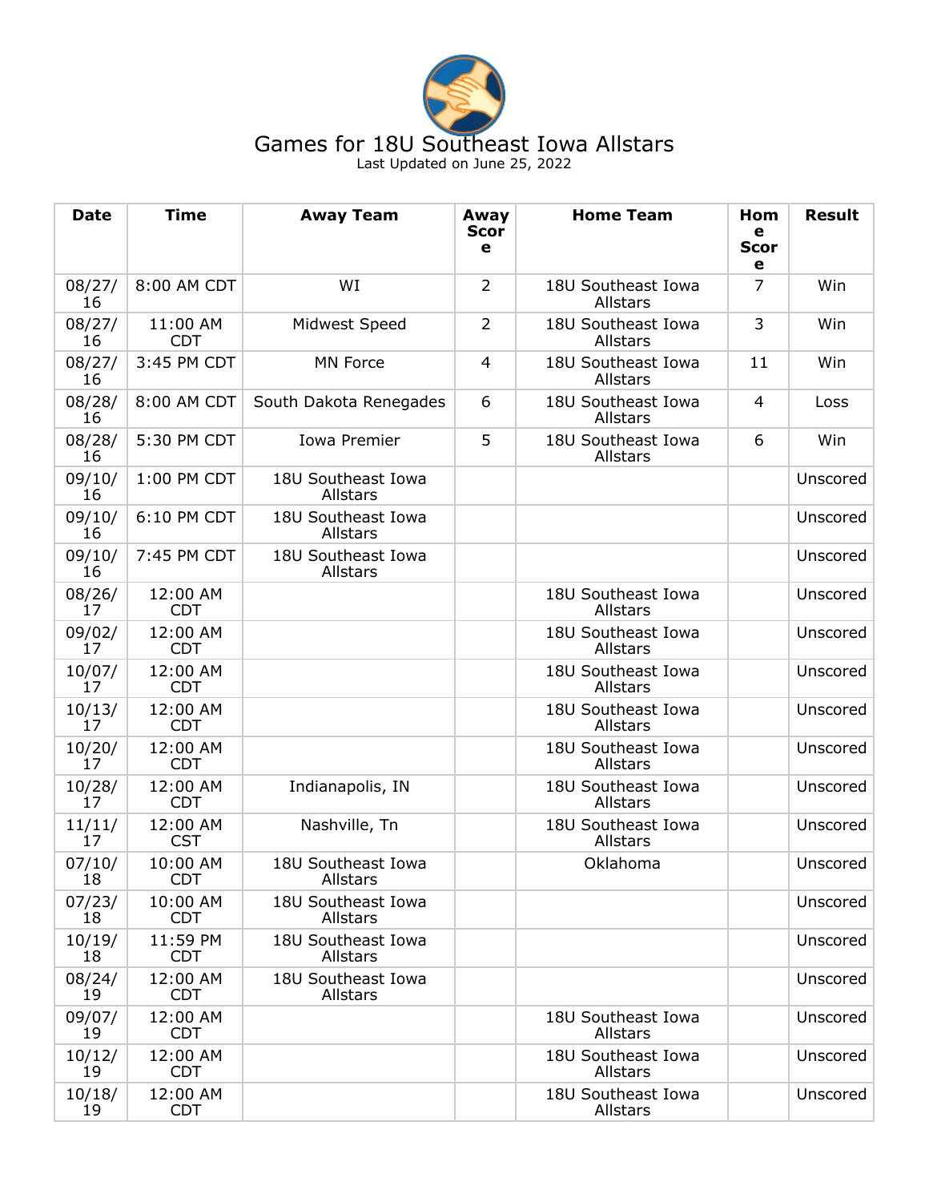# Games for 18U Southeast Iowa Allstars

Last Updated on June 25, 2022

| Date | Time | Away Team | Away Score | Home Team | Home Score | Result |
|---|---|---|---|---|---|---|
| 08/27/16 | 8:00 AM CDT | WI | 2 | 18U Southeast Iowa Allstars | 7 | Win |
| 08/27/16 | 11:00 AM CDT | Midwest Speed | 2 | 18U Southeast Iowa Allstars | 3 | Win |
| 08/27/16 | 3:45 PM CDT | MN Force | 4 | 18U Southeast Iowa Allstars | 11 | Win |
| 08/28/16 | 8:00 AM CDT | South Dakota Renegades | 6 | 18U Southeast Iowa Allstars | 4 | Loss |
| 08/28/16 | 5:30 PM CDT | Iowa Premier | 5 | 18U Southeast Iowa Allstars | 6 | Win |
| 09/10/16 | 1:00 PM CDT | 18U Southeast Iowa Allstars | | | | Unscored |
| 09/10/16 | 6:10 PM CDT | 18U Southeast Iowa Allstars | | | | Unscored |
| 09/10/16 | 7:45 PM CDT | 18U Southeast Iowa Allstars | | | | Unscored |
| 08/26/17 | 12:00 AM CDT | | | 18U Southeast Iowa Allstars | | Unscored |
| 09/02/17 | 12:00 AM CDT | | | 18U Southeast Iowa Allstars | | Unscored |
| 10/07/17 | 12:00 AM CDT | | | 18U Southeast Iowa Allstars | | Unscored |
| 10/13/17 | 12:00 AM CDT | | | 18U Southeast Iowa Allstars | | Unscored |
| 10/20/17 | 12:00 AM CDT | | | 18U Southeast Iowa Allstars | | Unscored |
| 10/28/17 | 12:00 AM CDT | Indianapolis, IN | | 18U Southeast Iowa Allstars | | Unscored |
| 11/11/17 | 12:00 AM CST | Nashville, Tn | | 18U Southeast Iowa Allstars | | Unscored |
| 07/10/18 | 10:00 AM CDT | 18U Southeast Iowa Allstars | | Oklahoma | | Unscored |
| 07/23/18 | 10:00 AM CDT | 18U Southeast Iowa Allstars | | | | Unscored |
| 10/19/18 | 11:59 PM CDT | 18U Southeast Iowa Allstars | | | | Unscored |
| 08/24/19 | 12:00 AM CDT | 18U Southeast Iowa Allstars | | | | Unscored |
| 09/07/19 | 12:00 AM CDT | | | 18U Southeast Iowa Allstars | | Unscored |
| 10/12/19 | 12:00 AM CDT | | | 18U Southeast Iowa Allstars | | Unscored |
| 10/18/19 | 12:00 AM CDT | | | 18U Southeast Iowa Allstars | | Unscored |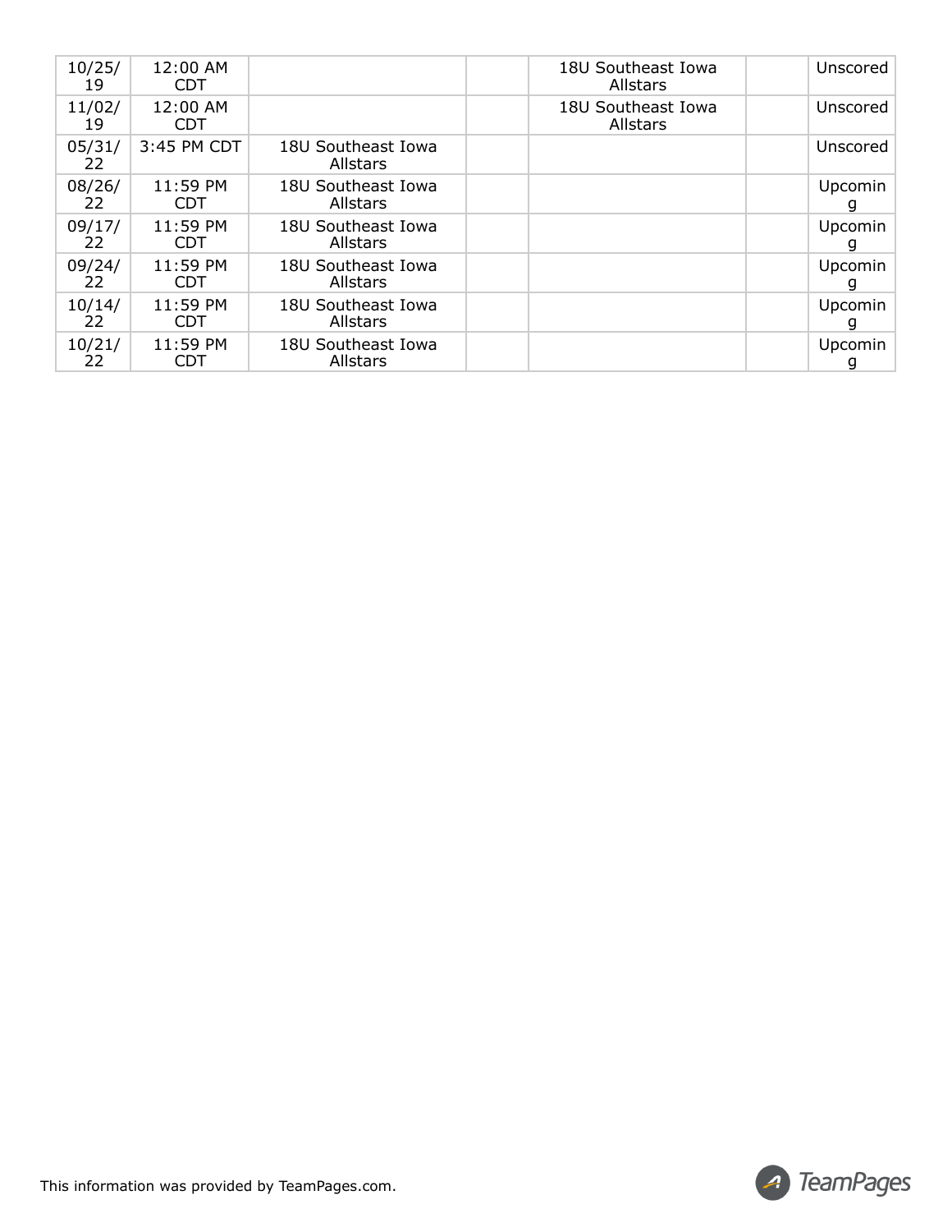| | | | | | | |
|---|---|---|---|---|---|---|
| 10/25/19 | 12:00 AM CDT | | | 18U Southeast Iowa Allstars | | Unscored |
| 11/02/19 | 12:00 AM CDT | | | 18U Southeast Iowa Allstars | | Unscored |
| 05/31/22 | 3:45 PM CDT | 18U Southeast Iowa Allstars | | | | Unscored |
| 08/26/22 | 11:59 PM CDT | 18U Southeast Iowa Allstars | | | | Upcoming |
| 09/17/22 | 11:59 PM CDT | 18U Southeast Iowa Allstars | | | | Upcoming |
| 09/24/22 | 11:59 PM CDT | 18U Southeast Iowa Allstars | | | | Upcoming |
| 10/14/22 | 11:59 PM CDT | 18U Southeast Iowa Allstars | | | | Upcoming |
| 10/21/22 | 11:59 PM CDT | 18U Southeast Iowa Allstars | | | | Upcoming |

This information was provided by TeamPages.com.